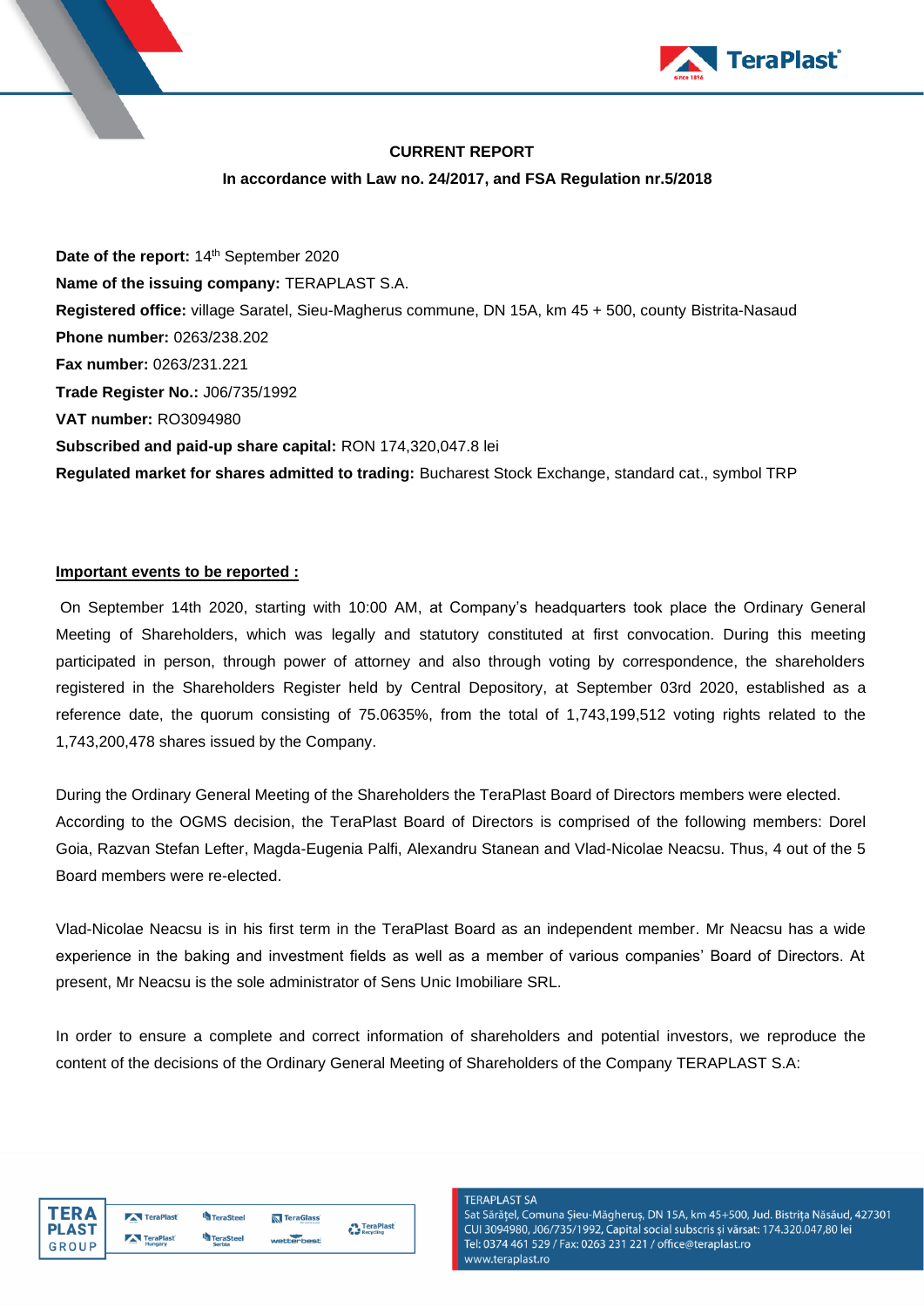**CURRENT REPORT**

**In accordance with Law no. 24/2017, and FSA Regulation nr.5/2018**

**Date of the report:** 14th September 2020

**Name of the issuing company:** TERAPLAST S.A.

**Registered office:** village Saratel, Sieu-Magherus commune, DN 15A, km 45 + 500, county Bistrita-Nasaud

**Phone number:** 0263/238.202

**Fax number:** 0263/231.221

**Trade Register No.:** J06/735/1992

**VAT number:** RO3094980

**Subscribed and paid-up share capital:** RON 174,320,047.8 lei

**Regulated market for shares admitted to trading:** Bucharest Stock Exchange, standard cat., symbol TRP

**Important events to be reported :**

On September 14th 2020, starting with 10:00 AM, at Company's headquarters took place the Ordinary General Meeting of Shareholders, which was legally and statutory constituted at first convocation. During this meeting participated in person, through power of attorney and also through voting by correspondence, the shareholders registered in the Shareholders Register held by Central Depository, at September 03rd 2020, established as a reference date, the quorum consisting of 75.0635%, from the total of 1,743,199,512 voting rights related to the 1,743,200,478 shares issued by the Company.

During the Ordinary General Meeting of the Shareholders the TeraPlast Board of Directors members were elected. According to the OGMS decision, the TeraPlast Board of Directors is comprised of the following members: Dorel Goia, Razvan Stefan Lefter, Magda-Eugenia Palfi, Alexandru Stanean and Vlad-Nicolae Neacsu. Thus, 4 out of the 5 Board members were re-elected.

Vlad-Nicolae Neacsu is in his first term in the TeraPlast Board as an independent member. Mr Neacsu has a wide experience in the baking and investment fields as well as a member of various companies' Board of Directors. At present, Mr Neacsu is the sole administrator of Sens Unic Imobiliare SRL.

In order to ensure a complete and correct information of shareholders and potential investors, we reproduce the content of the decisions of the Ordinary General Meeting of Shareholders of the Company TERAPLAST S.A: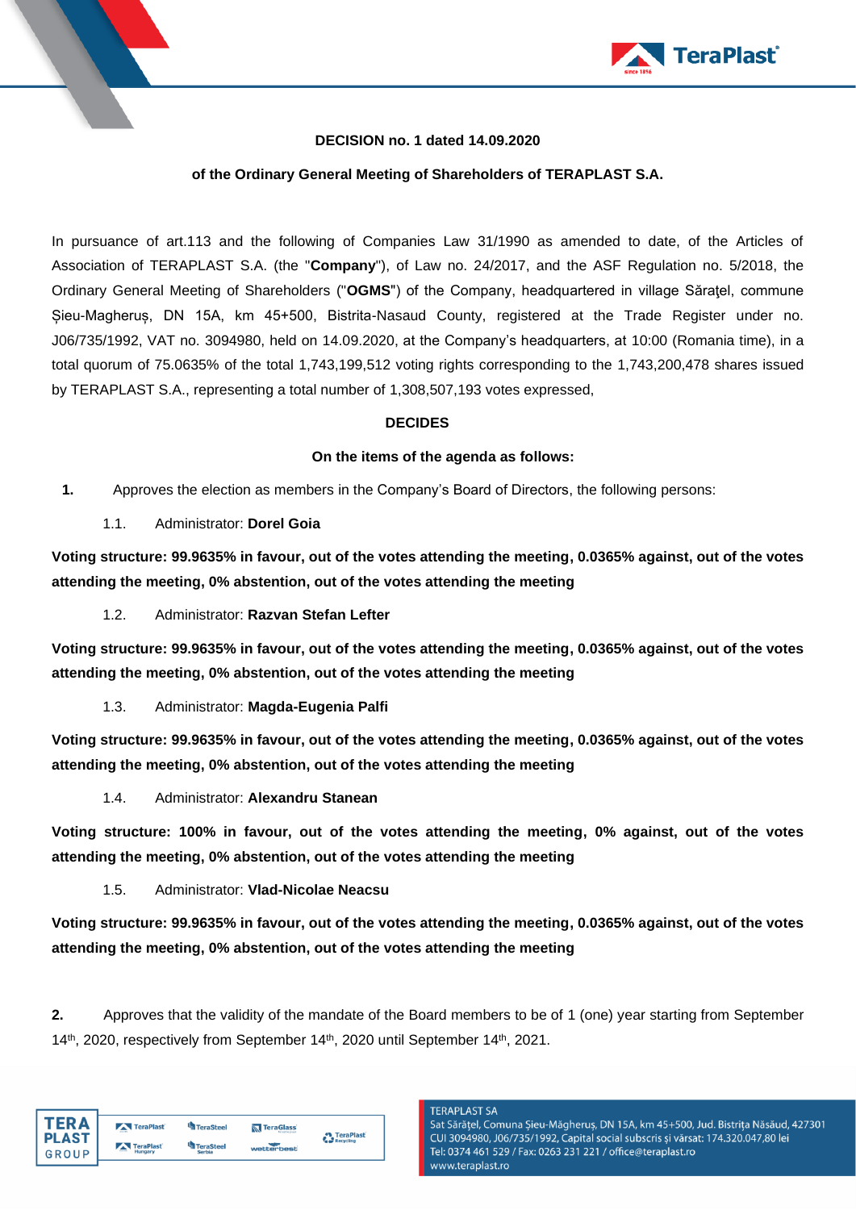**DECISION no. 1 dated 14.09.2020**

**of the Ordinary General Meeting of Shareholders of TERAPLAST S.A.**

In pursuance of art.113 and the following of Companies Law 31/1990 as amended to date, of the Articles of Association of TERAPLAST S.A. (the "**Company**"), of Law no. 24/2017, and the ASF Regulation no. 5/2018, the Ordinary General Meeting of Shareholders ("**OGMS**") of the Company, headquartered in village Săraţel, commune Șieu-Magheruș, DN 15A, km 45+500, Bistrita-Nasaud County, registered at the Trade Register under no. J06/735/1992, VAT no. 3094980, held on 14.09.2020, at the Company's headquarters, at 10:00 (Romania time), in a total quorum of 75.0635% of the total 1,743,199,512 voting rights corresponding to the 1,743,200,478 shares issued by TERAPLAST S.A., representing a total number of 1,308,507,193 votes expressed,

**DECIDES**

**On the items of the agenda as follows:**

**1.** Approves the election as members in the Company's Board of Directors, the following persons:

1.1. Administrator: **Dorel Goia**

**Voting structure: 99.9635% in favour, out of the votes attending the meeting, 0.0365% against, out of the votes attending the meeting, 0% abstention, out of the votes attending the meeting**

1.2. Administrator: **Razvan Stefan Lefter**

**Voting structure: 99.9635% in favour, out of the votes attending the meeting, 0.0365% against, out of the votes attending the meeting, 0% abstention, out of the votes attending the meeting**

1.3. Administrator: **Magda-Eugenia Palfi**

**Voting structure: 99.9635% in favour, out of the votes attending the meeting, 0.0365% against, out of the votes attending the meeting, 0% abstention, out of the votes attending the meeting**

1.4. Administrator: **Alexandru Stanean**

**Voting structure: 100% in favour, out of the votes attending the meeting, 0% against, out of the votes attending the meeting, 0% abstention, out of the votes attending the meeting**

1.5. Administrator: **Vlad-Nicolae Neacsu**

**Voting structure: 99.9635% in favour, out of the votes attending the meeting, 0.0365% against, out of the votes attending the meeting, 0% abstention, out of the votes attending the meeting**

**2.** Approves that the validity of the mandate of the Board members to be of 1 (one) year starting from September 14th, 2020, respectively from September 14th, 2020 until September 14th, 2021.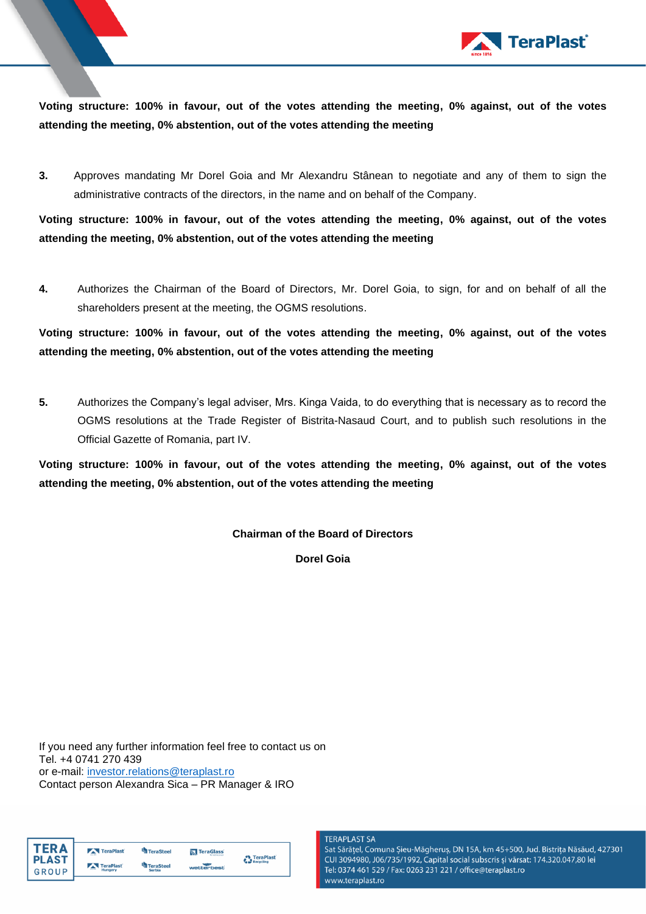**Voting structure: 100% in favour, out of the votes attending the meeting, 0% against, out of the votes attending the meeting, 0% abstention, out of the votes attending the meeting**

3. Approves mandating Mr Dorel Goia and Mr Alexandru Stânean to negotiate and any of them to sign the administrative contracts of the directors, in the name and on behalf of the Company.

**Voting structure: 100% in favour, out of the votes attending the meeting, 0% against, out of the votes attending the meeting, 0% abstention, out of the votes attending the meeting**

4. Authorizes the Chairman of the Board of Directors, Mr. Dorel Goia, to sign, for and on behalf of all the shareholders present at the meeting, the OGMS resolutions.

**Voting structure: 100% in favour, out of the votes attending the meeting, 0% against, out of the votes attending the meeting, 0% abstention, out of the votes attending the meeting**

5. Authorizes the Company's legal adviser, Mrs. Kinga Vaida, to do everything that is necessary as to record the OGMS resolutions at the Trade Register of Bistrita-Nasaud Court, and to publish such resolutions in the Official Gazette of Romania, part IV.

**Voting structure: 100% in favour, out of the votes attending the meeting, 0% against, out of the votes attending the meeting, 0% abstention, out of the votes attending the meeting**

**Chairman of the Board of Directors**

**Dorel Goia**

If you need any further information feel free to contact us on
Tel. +4 0741 270 439
or e-mail: investor.relations@teraplast.ro
Contact person Alexandra Sica – PR Manager & IRO

TERAPLAST SA
Sat Sărățel, Comuna Șieu-Măgheruș, DN 15A, km 45+500, Jud. Bistrița Năsăud, 427301
CUI 3094980, J06/735/1992, Capital social subscris și vărsat: 174.320.047,80 lei
Tel: 0374 461 529 / Fax: 0263 231 221 / office@teraplast.ro
www.teraplast.ro